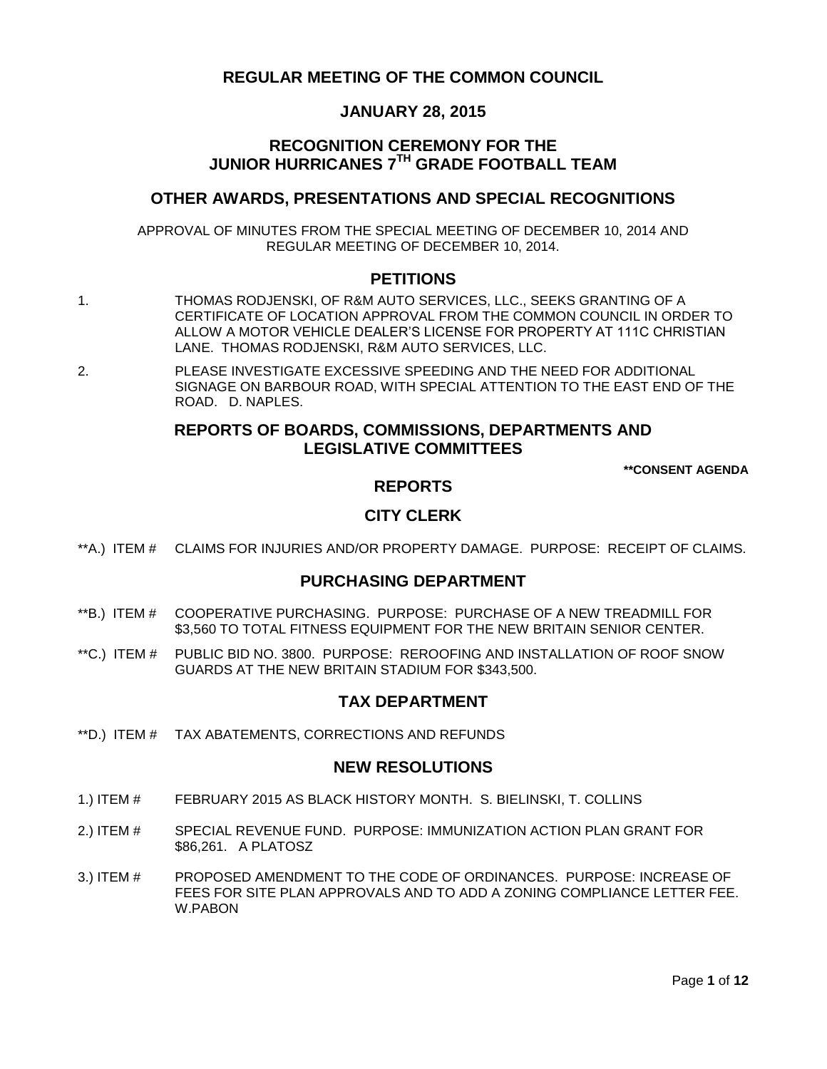# REGULAR MEETING OF THE COMMON COUNCIL

## JANUARY 28, 2015

## RECOGNITION CEREMONY FOR THE JUNIOR HURRICANES 7TH GRADE FOOTBALL TEAM

## OTHER AWARDS, PRESENTATIONS AND SPECIAL RECOGNITIONS

APPROVAL OF MINUTES FROM THE SPECIAL MEETING OF DECEMBER 10, 2014 AND REGULAR MEETING OF DECEMBER 10, 2014.

## PETITIONS

1. THOMAS RODJENSKI, OF R&M AUTO SERVICES, LLC., SEEKS GRANTING OF A CERTIFICATE OF LOCATION APPROVAL FROM THE COMMON COUNCIL IN ORDER TO ALLOW A MOTOR VEHICLE DEALER'S LICENSE FOR PROPERTY AT 111C CHRISTIAN LANE. THOMAS RODJENSKI, R&M AUTO SERVICES, LLC.
2. PLEASE INVESTIGATE EXCESSIVE SPEEDING AND THE NEED FOR ADDITIONAL SIGNAGE ON BARBOUR ROAD, WITH SPECIAL ATTENTION TO THE EAST END OF THE ROAD. D. NAPLES.

## REPORTS OF BOARDS, COMMISSIONS, DEPARTMENTS AND LEGISLATIVE COMMITTEES

**\*\*CONSENT AGENDA**

## REPORTS

## CITY CLERK

**A.) ITEM # CLAIMS FOR INJURIES AND/OR PROPERTY DAMAGE. PURPOSE: RECEIPT OF CLAIMS.

## PURCHASING DEPARTMENT

**B.) ITEM # COOPERATIVE PURCHASING. PURPOSE: PURCHASE OF A NEW TREADMILL FOR $3,560 TO TOTAL FITNESS EQUIPMENT FOR THE NEW BRITAIN SENIOR CENTER.

**C.) ITEM # PUBLIC BID NO. 3800. PURPOSE: REROOFING AND INSTALLATION OF ROOF SNOW GUARDS AT THE NEW BRITAIN STADIUM FOR $343,500.

## TAX DEPARTMENT

**D.) ITEM # TAX ABATEMENTS, CORRECTIONS AND REFUNDS

## NEW RESOLUTIONS

1.) ITEM # FEBRUARY 2015 AS BLACK HISTORY MONTH. S. BIELINSKI, T. COLLINS

2.) ITEM # SPECIAL REVENUE FUND. PURPOSE: IMMUNIZATION ACTION PLAN GRANT FOR $86,261. A PLATOSZ

3.) ITEM # PROPOSED AMENDMENT TO THE CODE OF ORDINANCES. PURPOSE: INCREASE OF FEES FOR SITE PLAN APPROVALS AND TO ADD A ZONING COMPLIANCE LETTER FEE. W.PABON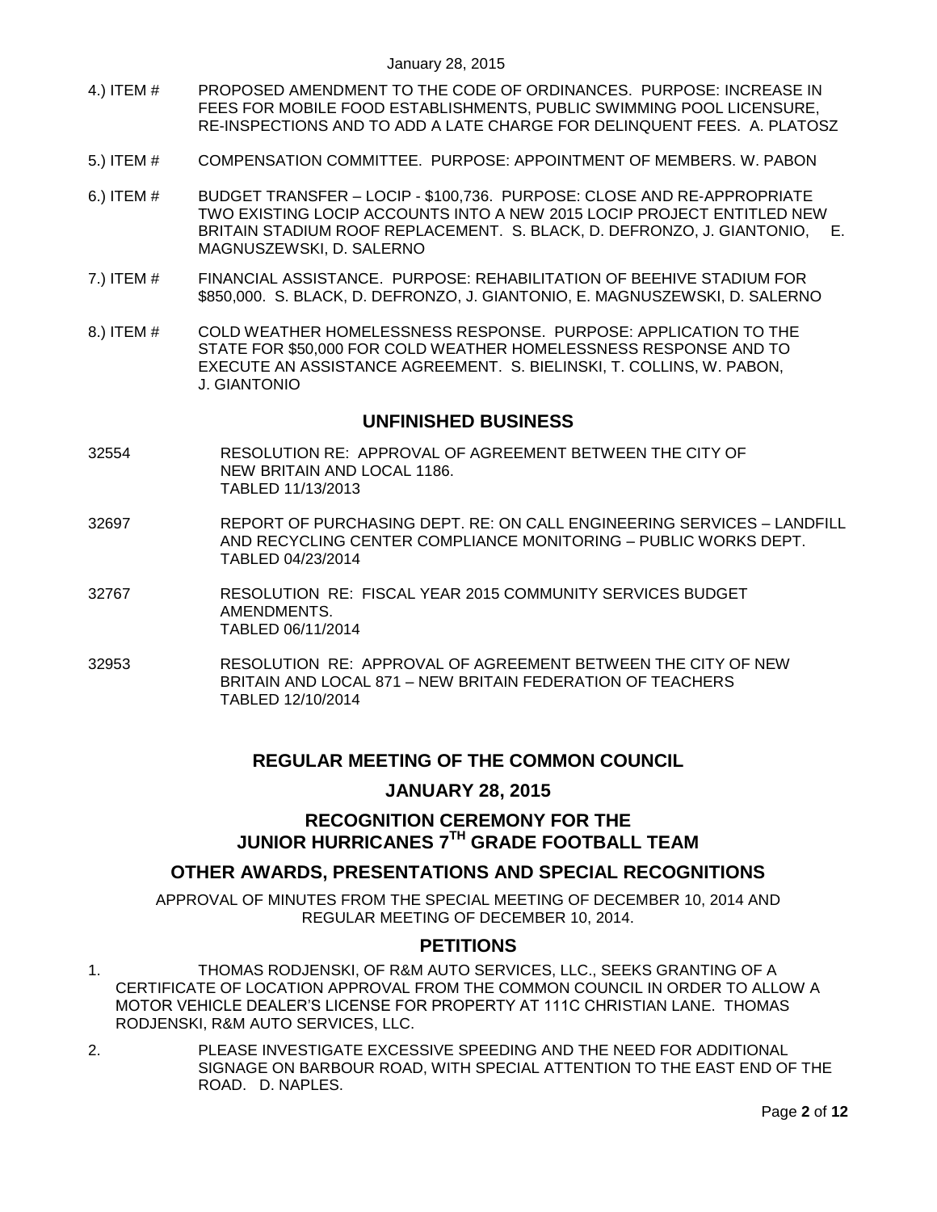4.) ITEM # PROPOSED AMENDMENT TO THE CODE OF ORDINANCES. PURPOSE: INCREASE IN FEES FOR MOBILE FOOD ESTABLISHMENTS, PUBLIC SWIMMING POOL LICENSURE, RE-INSPECTIONS AND TO ADD A LATE CHARGE FOR DELINQUENT FEES. A. PLATOSZ

5.) ITEM # COMPENSATION COMMITTEE. PURPOSE: APPOINTMENT OF MEMBERS. W. PABON

6.) ITEM # BUDGET TRANSFER – LOCIP - $100,736. PURPOSE: CLOSE AND RE-APPROPRIATE TWO EXISTING LOCIP ACCOUNTS INTO A NEW 2015 LOCIP PROJECT ENTITLED NEW BRITAIN STADIUM ROOF REPLACEMENT. S. BLACK, D. DEFRONZO, J. GIANTONIO, E. MAGNUSZEWSKI, D. SALERNO

7.) ITEM # FINANCIAL ASSISTANCE. PURPOSE: REHABILITATION OF BEEHIVE STADIUM FOR $850,000. S. BLACK, D. DEFRONZO, J. GIANTONIO, E. MAGNUSZEWSKI, D. SALERNO

8.) ITEM # COLD WEATHER HOMELESSNESS RESPONSE. PURPOSE: APPLICATION TO THE STATE FOR $50,000 FOR COLD WEATHER HOMELESSNESS RESPONSE AND TO EXECUTE AN ASSISTANCE AGREEMENT. S. BIELINSKI, T. COLLINS, W. PABON, J. GIANTONIO

## UNFINISHED BUSINESS

32554 RESOLUTION RE: APPROVAL OF AGREEMENT BETWEEN THE CITY OF NEW BRITAIN AND LOCAL 1186.
TABLED 11/13/2013

32697 REPORT OF PURCHASING DEPT. RE: ON CALL ENGINEERING SERVICES – LANDFILL AND RECYCLING CENTER COMPLIANCE MONITORING – PUBLIC WORKS DEPT.
TABLED 04/23/2014

32767 RESOLUTION RE: FISCAL YEAR 2015 COMMUNITY SERVICES BUDGET AMENDMENTS.
TABLED 06/11/2014

32953 RESOLUTION RE: APPROVAL OF AGREEMENT BETWEEN THE CITY OF NEW BRITAIN AND LOCAL 871 – NEW BRITAIN FEDERATION OF TEACHERS
TABLED 12/10/2014

## REGULAR MEETING OF THE COMMON COUNCIL

## JANUARY 28, 2015

## RECOGNITION CEREMONY FOR THE JUNIOR HURRICANES 7TH GRADE FOOTBALL TEAM

## OTHER AWARDS, PRESENTATIONS AND SPECIAL RECOGNITIONS

APPROVAL OF MINUTES FROM THE SPECIAL MEETING OF DECEMBER 10, 2014 AND REGULAR MEETING OF DECEMBER 10, 2014.

## PETITIONS

1. THOMAS RODJENSKI, OF R&M AUTO SERVICES, LLC., SEEKS GRANTING OF A CERTIFICATE OF LOCATION APPROVAL FROM THE COMMON COUNCIL IN ORDER TO ALLOW A MOTOR VEHICLE DEALER'S LICENSE FOR PROPERTY AT 111C CHRISTIAN LANE. THOMAS RODJENSKI, R&M AUTO SERVICES, LLC.

2. PLEASE INVESTIGATE EXCESSIVE SPEEDING AND THE NEED FOR ADDITIONAL SIGNAGE ON BARBOUR ROAD, WITH SPECIAL ATTENTION TO THE EAST END OF THE ROAD. D. NAPLES.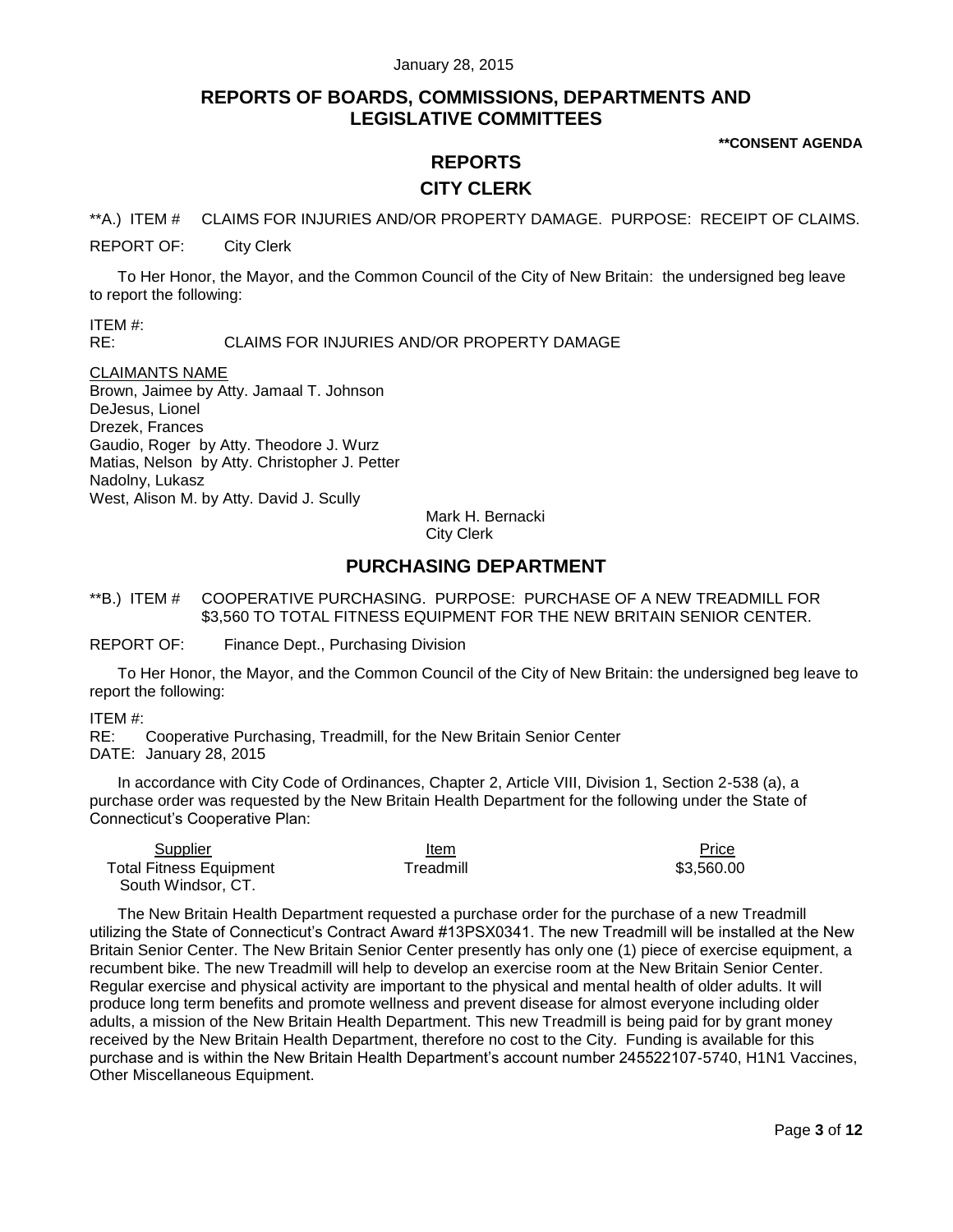January 28, 2015

## REPORTS OF BOARDS, COMMISSIONS, DEPARTMENTS AND LEGISLATIVE COMMITTEES

**\*\*CONSENT AGENDA**

## REPORTS

### CITY CLERK

\*\*A.) ITEM # CLAIMS FOR INJURIES AND/OR PROPERTY DAMAGE. PURPOSE: RECEIPT OF CLAIMS.

REPORT OF: City Clerk

To Her Honor, the Mayor, and the Common Council of the City of New Britain: the undersigned beg leave to report the following:

ITEM #:
RE: CLAIMS FOR INJURIES AND/OR PROPERTY DAMAGE

CLAIMANTS NAME
Brown, Jaimee by Atty. Jamaal T. Johnson
DeJesus, Lionel
Drezek, Frances
Gaudio, Roger by Atty. Theodore J. Wurz
Matias, Nelson by Atty. Christopher J. Petter
Nadolny, Lukasz
West, Alison M. by Atty. David J. Scully

Mark H. Bernacki
City Clerk

### PURCHASING DEPARTMENT

\*\*B.) ITEM # COOPERATIVE PURCHASING. PURPOSE: PURCHASE OF A NEW TREADMILL FOR $3,560 TO TOTAL FITNESS EQUIPMENT FOR THE NEW BRITAIN SENIOR CENTER.

REPORT OF: Finance Dept., Purchasing Division

To Her Honor, the Mayor, and the Common Council of the City of New Britain: the undersigned beg leave to report the following:

ITEM #:
RE: Cooperative Purchasing, Treadmill, for the New Britain Senior Center
DATE: January 28, 2015

In accordance with City Code of Ordinances, Chapter 2, Article VIII, Division 1, Section 2-538 (a), a purchase order was requested by the New Britain Health Department for the following under the State of Connecticut's Cooperative Plan:

| Supplier | Item | Price |
|---|---|---|
| Total Fitness Equipment<br>South Windsor, CT. | Treadmill | $3,560.00 |

The New Britain Health Department requested a purchase order for the purchase of a new Treadmill utilizing the State of Connecticut's Contract Award #13PSX0341. The new Treadmill will be installed at the New Britain Senior Center. The New Britain Senior Center presently has only one (1) piece of exercise equipment, a recumbent bike. The new Treadmill will help to develop an exercise room at the New Britain Senior Center. Regular exercise and physical activity are important to the physical and mental health of older adults. It will produce long term benefits and promote wellness and prevent disease for almost everyone including older adults, a mission of the New Britain Health Department. This new Treadmill is being paid for by grant money received by the New Britain Health Department, therefore no cost to the City. Funding is available for this purchase and is within the New Britain Health Department's account number 245522107-5740, H1N1 Vaccines, Other Miscellaneous Equipment.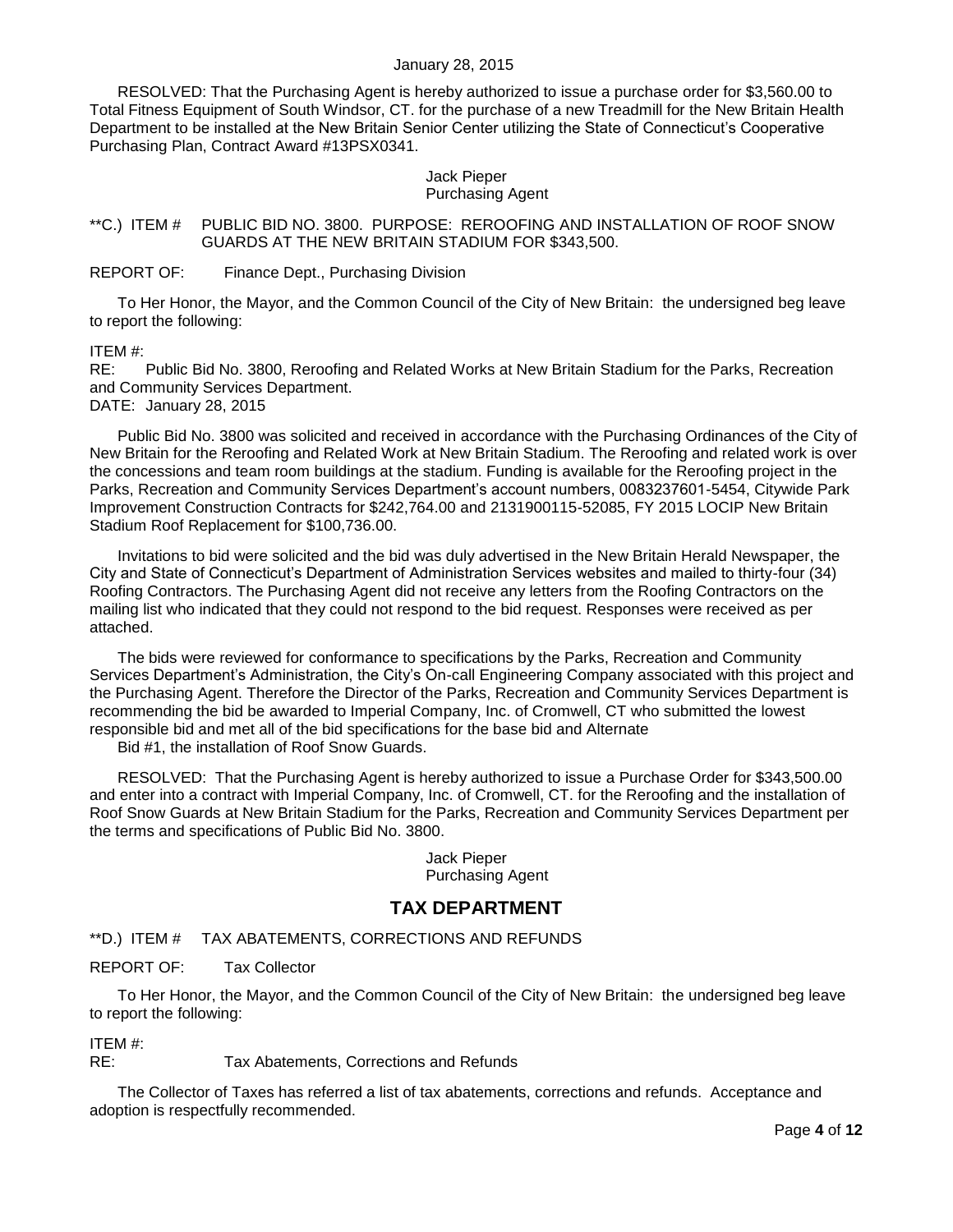RESOLVED: That the Purchasing Agent is hereby authorized to issue a purchase order for $3,560.00 to Total Fitness Equipment of South Windsor, CT. for the purchase of a new Treadmill for the New Britain Health Department to be installed at the New Britain Senior Center utilizing the State of Connecticut's Cooperative Purchasing Plan, Contract Award #13PSX0341.

Jack Pieper
Purchasing Agent

**C.) ITEM # PUBLIC BID NO. 3800. PURPOSE: REROOFING AND INSTALLATION OF ROOF SNOW GUARDS AT THE NEW BRITAIN STADIUM FOR $343,500.

REPORT OF: Finance Dept., Purchasing Division

To Her Honor, the Mayor, and the Common Council of the City of New Britain: the undersigned beg leave to report the following:

ITEM #:
RE: Public Bid No. 3800, Reroofing and Related Works at New Britain Stadium for the Parks, Recreation and Community Services Department.
DATE: January 28, 2015

Public Bid No. 3800 was solicited and received in accordance with the Purchasing Ordinances of the City of New Britain for the Reroofing and Related Work at New Britain Stadium. The Reroofing and related work is over the concessions and team room buildings at the stadium. Funding is available for the Reroofing project in the Parks, Recreation and Community Services Department's account numbers, 0083237601-5454, Citywide Park Improvement Construction Contracts for $242,764.00 and 2131900115-52085, FY 2015 LOCIP New Britain Stadium Roof Replacement for $100,736.00.

Invitations to bid were solicited and the bid was duly advertised in the New Britain Herald Newspaper, the City and State of Connecticut's Department of Administration Services websites and mailed to thirty-four (34) Roofing Contractors. The Purchasing Agent did not receive any letters from the Roofing Contractors on the mailing list who indicated that they could not respond to the bid request. Responses were received as per attached.

The bids were reviewed for conformance to specifications by the Parks, Recreation and Community Services Department's Administration, the City's On-call Engineering Company associated with this project and the Purchasing Agent. Therefore the Director of the Parks, Recreation and Community Services Department is recommending the bid be awarded to Imperial Company, Inc. of Cromwell, CT who submitted the lowest responsible bid and met all of the bid specifications for the base bid and Alternate Bid #1, the installation of Roof Snow Guards.

RESOLVED: That the Purchasing Agent is hereby authorized to issue a Purchase Order for $343,500.00 and enter into a contract with Imperial Company, Inc. of Cromwell, CT. for the Reroofing and the installation of Roof Snow Guards at New Britain Stadium for the Parks, Recreation and Community Services Department per the terms and specifications of Public Bid No. 3800.

Jack Pieper
Purchasing Agent

## TAX DEPARTMENT

**D.) ITEM # TAX ABATEMENTS, CORRECTIONS AND REFUNDS

REPORT OF: Tax Collector

To Her Honor, the Mayor, and the Common Council of the City of New Britain: the undersigned beg leave to report the following:

ITEM #:
RE: Tax Abatements, Corrections and Refunds

The Collector of Taxes has referred a list of tax abatements, corrections and refunds. Acceptance and adoption is respectfully recommended.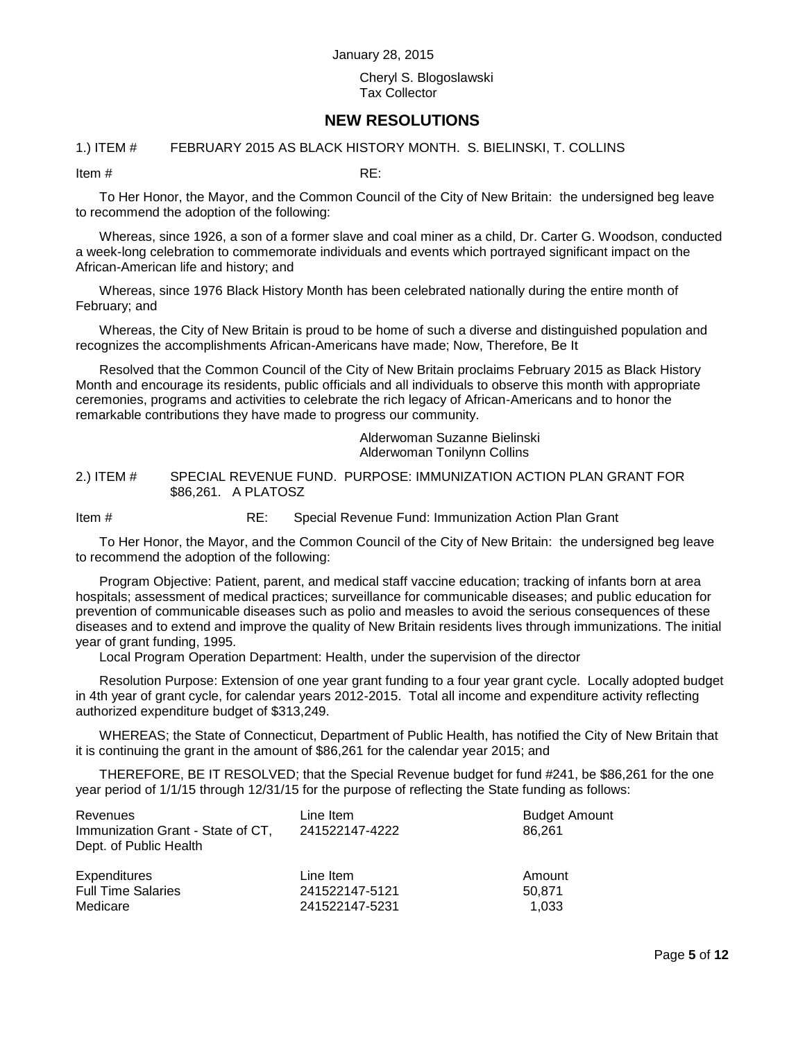January 28, 2015

Cheryl S. Blogoslawski
Tax Collector

## NEW RESOLUTIONS

1.) ITEM # FEBRUARY 2015 AS BLACK HISTORY MONTH. S. BIELINSKI, T. COLLINS

Item # RE:

To Her Honor, the Mayor, and the Common Council of the City of New Britain: the undersigned beg leave to recommend the adoption of the following:

Whereas, since 1926, a son of a former slave and coal miner as a child, Dr. Carter G. Woodson, conducted a week-long celebration to commemorate individuals and events which portrayed significant impact on the African-American life and history; and

Whereas, since 1976 Black History Month has been celebrated nationally during the entire month of February; and

Whereas, the City of New Britain is proud to be home of such a diverse and distinguished population and recognizes the accomplishments African-Americans have made; Now, Therefore, Be It

Resolved that the Common Council of the City of New Britain proclaims February 2015 as Black History Month and encourage its residents, public officials and all individuals to observe this month with appropriate ceremonies, programs and activities to celebrate the rich legacy of African-Americans and to honor the remarkable contributions they have made to progress our community.

Alderwoman Suzanne Bielinski
Alderwoman Tonilynn Collins

2.) ITEM # SPECIAL REVENUE FUND. PURPOSE: IMMUNIZATION ACTION PLAN GRANT FOR $86,261. A PLATOSZ

Item # RE: Special Revenue Fund: Immunization Action Plan Grant

To Her Honor, the Mayor, and the Common Council of the City of New Britain: the undersigned beg leave to recommend the adoption of the following:

Program Objective: Patient, parent, and medical staff vaccine education; tracking of infants born at area hospitals; assessment of medical practices; surveillance for communicable diseases; and public education for prevention of communicable diseases such as polio and measles to avoid the serious consequences of these diseases and to extend and improve the quality of New Britain residents lives through immunizations. The initial year of grant funding, 1995.

Local Program Operation Department: Health, under the supervision of the director

Resolution Purpose: Extension of one year grant funding to a four year grant cycle. Locally adopted budget in 4th year of grant cycle, for calendar years 2012-2015. Total all income and expenditure activity reflecting authorized expenditure budget of $313,249.

WHEREAS; the State of Connecticut, Department of Public Health, has notified the City of New Britain that it is continuing the grant in the amount of $86,261 for the calendar year 2015; and

THEREFORE, BE IT RESOLVED; that the Special Revenue budget for fund #241, be $86,261 for the one year period of 1/1/15 through 12/31/15 for the purpose of reflecting the State funding as follows:

| Revenues | Line Item | Budget Amount |
|---|---|---|
| Immunization Grant - State of CT, Dept. of Public Health | 241522147-4222 | 86,261 |

| Expenditures | Line Item | Amount |
|---|---|---|
| Full Time Salaries | 241522147-5121 | 50,871 |
| Medicare | 241522147-5231 | 1,033 |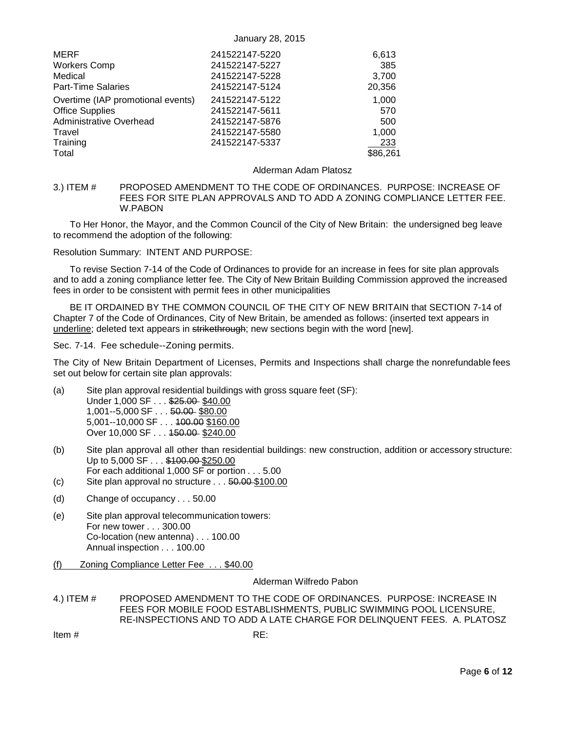| | | |
|---|---|---|
| MERF | 241522147-5220 | 6,613 |
| Workers Comp | 241522147-5227 | 385 |
| Medical | 241522147-5228 | 3,700 |
| Part-Time Salaries | 241522147-5124 | 20,356 |
| Overtime (IAP promotional events) | 241522147-5122 | 1,000 |
| Office Supplies | 241522147-5611 | 570 |
| Administrative Overhead | 241522147-5876 | 500 |
| Travel | 241522147-5580 | 1,000 |
| Training | 241522147-5337 | 233 |
| Total | | $86,261 |

Alderman Adam Platosz

3.) ITEM # PROPOSED AMENDMENT TO THE CODE OF ORDINANCES. PURPOSE: INCREASE OF FEES FOR SITE PLAN APPROVALS AND TO ADD A ZONING COMPLIANCE LETTER FEE. W.PABON

To Her Honor, the Mayor, and the Common Council of the City of New Britain: the undersigned beg leave to recommend the adoption of the following:

Resolution Summary: INTENT AND PURPOSE:

To revise Section 7-14 of the Code of Ordinances to provide for an increase in fees for site plan approvals and to add a zoning compliance letter fee. The City of New Britain Building Commission approved the increased fees in order to be consistent with permit fees in other municipalities

BE IT ORDAINED BY THE COMMON COUNCIL OF THE CITY OF NEW BRITAIN that SECTION 7-14 of Chapter 7 of the Code of Ordinances, City of New Britain, be amended as follows: (inserted text appears in <u>underline</u>; deleted text appears in ~~strikethrough~~; new sections begin with the word [new].

Sec. 7-14. Fee schedule--Zoning permits.

The City of New Britain Department of Licenses, Permits and Inspections shall charge the nonrefundable fees set out below for certain site plan approvals:

(a) Site plan approval residential buildings with gross square feet (SF):
Under 1,000 SF . . . ~~$25.00~~ <u>$40.00</u>
1,001--5,000 SF . . . ~~50.00~~ <u>$80.00</u>
5,001--10,000 SF . . . ~~100.00~~ <u>$160.00</u>
Over 10,000 SF . . . ~~150.00~~ <u>$240.00</u>

(b) Site plan approval all other than residential buildings: new construction, addition or accessory structure:
Up to 5,000 SF . . . ~~$100.00~~ <u>$250.00</u>
For each additional 1,000 SF or portion . . . 5.00

(c) Site plan approval no structure . . . ~~50.00~~ <u>$100.00</u>

(d) Change of occupancy . . . 50.00

(e) Site plan approval telecommunication towers:
For new tower . . . 300.00
Co-location (new antenna) . . . 100.00
Annual inspection . . . 100.00

<u>(f) Zoning Compliance Letter Fee . . . $40.00</u>

Alderman Wilfredo Pabon

4.) ITEM # PROPOSED AMENDMENT TO THE CODE OF ORDINANCES. PURPOSE: INCREASE IN FEES FOR MOBILE FOOD ESTABLISHMENTS, PUBLIC SWIMMING POOL LICENSURE, RE-INSPECTIONS AND TO ADD A LATE CHARGE FOR DELINQUENT FEES. A. PLATOSZ

Item # RE: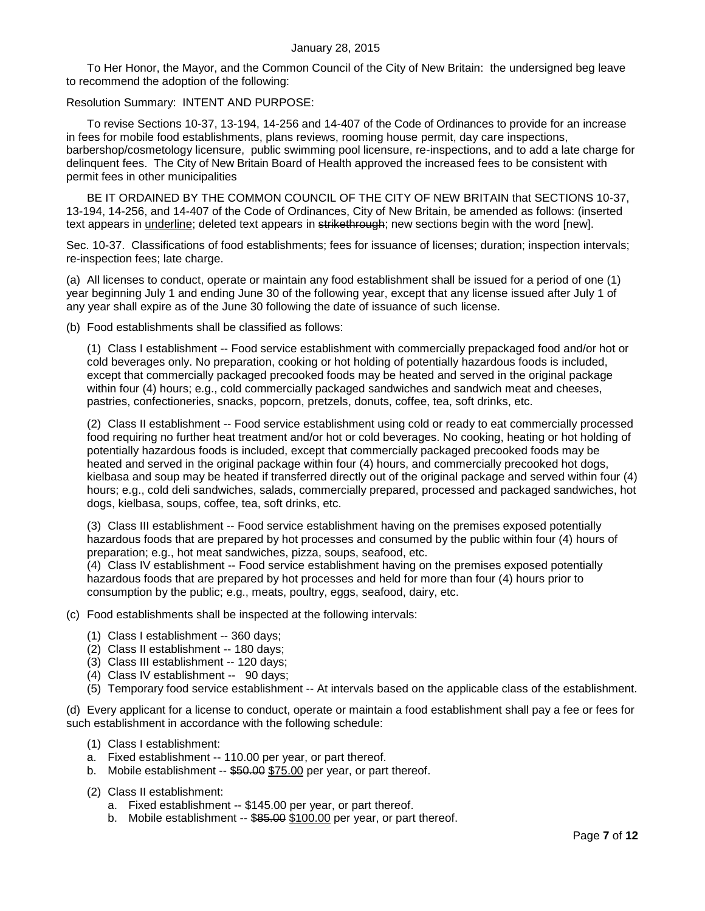January 28, 2015

To Her Honor, the Mayor, and the Common Council of the City of New Britain: the undersigned beg leave to recommend the adoption of the following:

Resolution Summary: INTENT AND PURPOSE:

To revise Sections 10-37, 13-194, 14-256 and 14-407 of the Code of Ordinances to provide for an increase in fees for mobile food establishments, plans reviews, rooming house permit, day care inspections, barbershop/cosmetology licensure, public swimming pool licensure, re-inspections, and to add a late charge for delinquent fees. The City of New Britain Board of Health approved the increased fees to be consistent with permit fees in other municipalities

BE IT ORDAINED BY THE COMMON COUNCIL OF THE CITY OF NEW BRITAIN that SECTIONS 10-37, 13-194, 14-256, and 14-407 of the Code of Ordinances, City of New Britain, be amended as follows: (inserted text appears in <u>underline</u>; deleted text appears in ~~strikethrough~~; new sections begin with the word [new].

Sec. 10-37. Classifications of food establishments; fees for issuance of licenses; duration; inspection intervals; re-inspection fees; late charge.

(a) All licenses to conduct, operate or maintain any food establishment shall be issued for a period of one (1) year beginning July 1 and ending June 30 of the following year, except that any license issued after July 1 of any year shall expire as of the June 30 following the date of issuance of such license.

(b) Food establishments shall be classified as follows:

(1) Class I establishment -- Food service establishment with commercially prepackaged food and/or hot or cold beverages only. No preparation, cooking or hot holding of potentially hazardous foods is included, except that commercially packaged precooked foods may be heated and served in the original package within four (4) hours; e.g., cold commercially packaged sandwiches and sandwich meat and cheeses, pastries, confectioneries, snacks, popcorn, pretzels, donuts, coffee, tea, soft drinks, etc.

(2) Class II establishment -- Food service establishment using cold or ready to eat commercially processed food requiring no further heat treatment and/or hot or cold beverages. No cooking, heating or hot holding of potentially hazardous foods is included, except that commercially packaged precooked foods may be heated and served in the original package within four (4) hours, and commercially precooked hot dogs, kielbasa and soup may be heated if transferred directly out of the original package and served within four (4) hours; e.g., cold deli sandwiches, salads, commercially prepared, processed and packaged sandwiches, hot dogs, kielbasa, soups, coffee, tea, soft drinks, etc.

(3) Class III establishment -- Food service establishment having on the premises exposed potentially hazardous foods that are prepared by hot processes and consumed by the public within four (4) hours of preparation; e.g., hot meat sandwiches, pizza, soups, seafood, etc.

(4) Class IV establishment -- Food service establishment having on the premises exposed potentially hazardous foods that are prepared by hot processes and held for more than four (4) hours prior to consumption by the public; e.g., meats, poultry, eggs, seafood, dairy, etc.

(c) Food establishments shall be inspected at the following intervals:

(1) Class I establishment -- 360 days;
(2) Class II establishment -- 180 days;
(3) Class III establishment -- 120 days;
(4) Class IV establishment -- 90 days;
(5) Temporary food service establishment -- At intervals based on the applicable class of the establishment.

(d) Every applicant for a license to conduct, operate or maintain a food establishment shall pay a fee or fees for such establishment in accordance with the following schedule:

(1) Class I establishment:
a. Fixed establishment -- 110.00 per year, or part thereof.
b. Mobile establishment -- ~~$50.00~~ <u>$75.00</u> per year, or part thereof.

(2) Class II establishment:
a. Fixed establishment -- $145.00 per year, or part thereof.
b. Mobile establishment -- ~~$85.00~~ <u>$100.00</u> per year, or part thereof.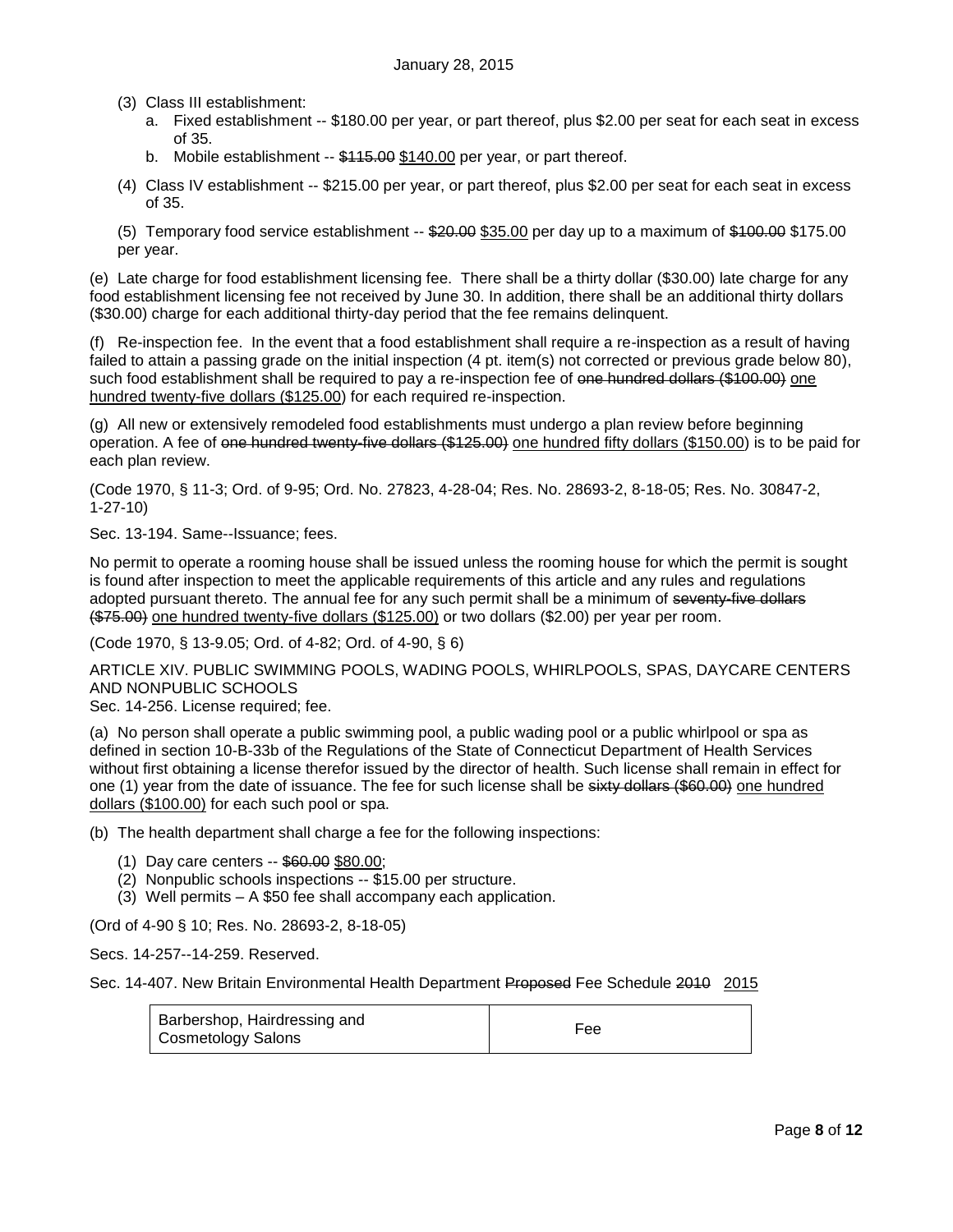(3) Class III establishment:
   a. Fixed establishment -- $180.00 per year, or part thereof, plus $2.00 per seat for each seat in excess of 35.
   b. Mobile establishment -- ~~$115.00~~ <u>$140.00</u> per year, or part thereof.

(4) Class IV establishment -- $215.00 per year, or part thereof, plus $2.00 per seat for each seat in excess of 35.

(5) Temporary food service establishment -- ~~$20.00~~ <u>$35.00</u> per day up to a maximum of ~~$100.00~~ $175.00 per year.

(e) Late charge for food establishment licensing fee. There shall be a thirty dollar ($30.00) late charge for any food establishment licensing fee not received by June 30. In addition, there shall be an additional thirty dollars ($30.00) charge for each additional thirty-day period that the fee remains delinquent.

(f) Re-inspection fee. In the event that a food establishment shall require a re-inspection as a result of having failed to attain a passing grade on the initial inspection (4 pt. item(s) not corrected or previous grade below 80), such food establishment shall be required to pay a re-inspection fee of ~~one hundred dollars ($100.00)~~ <u>one hundred twenty-five dollars ($125.00)</u> for each required re-inspection.

(g) All new or extensively remodeled food establishments must undergo a plan review before beginning operation. A fee of ~~one hundred twenty-five dollars ($125.00)~~ <u>one hundred fifty dollars ($150.00)</u> is to be paid for each plan review.

(Code 1970, § 11-3; Ord. of 9-95; Ord. No. 27823, 4-28-04; Res. No. 28693-2, 8-18-05; Res. No. 30847-2, 1-27-10)

Sec. 13-194. Same--Issuance; fees.

No permit to operate a rooming house shall be issued unless the rooming house for which the permit is sought is found after inspection to meet the applicable requirements of this article and any rules and regulations adopted pursuant thereto. The annual fee for any such permit shall be a minimum of ~~seventy-five dollars ($75.00)~~ <u>one hundred twenty-five dollars ($125.00)</u> or two dollars ($2.00) per year per room.

(Code 1970, § 13-9.05; Ord. of 4-82; Ord. of 4-90, § 6)

ARTICLE XIV. PUBLIC SWIMMING POOLS, WADING POOLS, WHIRLPOOLS, SPAS, DAYCARE CENTERS AND NONPUBLIC SCHOOLS

Sec. 14-256. License required; fee.

(a) No person shall operate a public swimming pool, a public wading pool or a public whirlpool or spa as defined in section 10-B-33b of the Regulations of the State of Connecticut Department of Health Services without first obtaining a license therefor issued by the director of health. Such license shall remain in effect for one (1) year from the date of issuance. The fee for such license shall be ~~sixty dollars ($60.00)~~ <u>one hundred dollars ($100.00)</u> for each such pool or spa.

(b) The health department shall charge a fee for the following inspections:

(1) Day care centers -- ~~$60.00~~ <u>$80.00</u>;
(2) Nonpublic schools inspections -- $15.00 per structure.
(3) Well permits – A $50 fee shall accompany each application.

(Ord of 4-90 § 10; Res. No. 28693-2, 8-18-05)

Secs. 14-257--14-259. Reserved.

Sec. 14-407. New Britain Environmental Health Department ~~Proposed~~ Fee Schedule ~~2010~~ <u>2015</u>

| Barbershop, Hairdressing and Cosmetology Salons | Fee |
| --- | --- |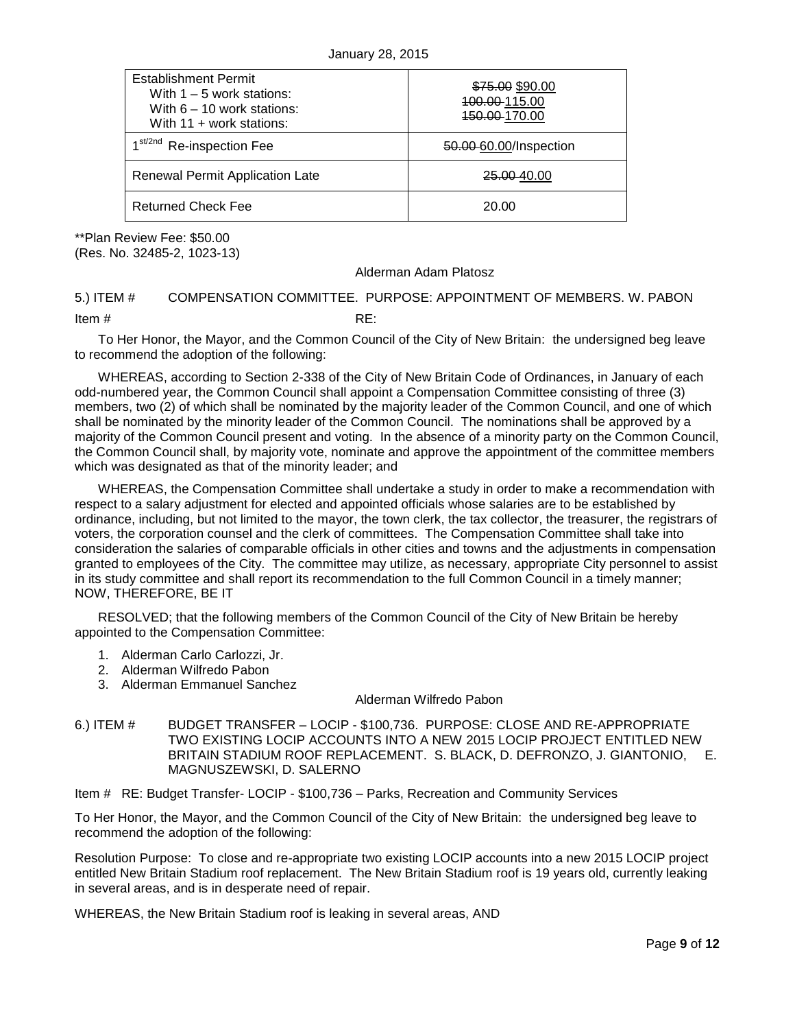| Establishment Permit<br>With 1 – 5 work stations:<br>With 6 – 10 work stations:<br>With 11 + work stations: | ~~$75.00~~ $90.00<br>~~100.00~~ 115.00<br>~~150.00~~ 170.00 |
|---|---|
| 1st/2nd Re-inspection Fee | ~~50.00~~ 60.00/Inspection |
| Renewal Permit Application Late | ~~25.00~~ 40.00 |
| Returned Check Fee | 20.00 |

**Plan Review Fee: $50.00
(Res. No. 32485-2, 1023-13)

Alderman Adam Platosz

5.) ITEM # COMPENSATION COMMITTEE. PURPOSE: APPOINTMENT OF MEMBERS. W. PABON

Item # RE:

To Her Honor, the Mayor, and the Common Council of the City of New Britain: the undersigned beg leave to recommend the adoption of the following:

WHEREAS, according to Section 2-338 of the City of New Britain Code of Ordinances, in January of each odd-numbered year, the Common Council shall appoint a Compensation Committee consisting of three (3) members, two (2) of which shall be nominated by the majority leader of the Common Council, and one of which shall be nominated by the minority leader of the Common Council. The nominations shall be approved by a majority of the Common Council present and voting. In the absence of a minority party on the Common Council, the Common Council shall, by majority vote, nominate and approve the appointment of the committee members which was designated as that of the minority leader; and

WHEREAS, the Compensation Committee shall undertake a study in order to make a recommendation with respect to a salary adjustment for elected and appointed officials whose salaries are to be established by ordinance, including, but not limited to the mayor, the town clerk, the tax collector, the treasurer, the registrars of voters, the corporation counsel and the clerk of committees. The Compensation Committee shall take into consideration the salaries of comparable officials in other cities and towns and the adjustments in compensation granted to employees of the City. The committee may utilize, as necessary, appropriate City personnel to assist in its study committee and shall report its recommendation to the full Common Council in a timely manner; NOW, THEREFORE, BE IT

RESOLVED; that the following members of the Common Council of the City of New Britain be hereby appointed to the Compensation Committee:

1. Alderman Carlo Carlozzi, Jr.
2. Alderman Wilfredo Pabon
3. Alderman Emmanuel Sanchez

Alderman Wilfredo Pabon

6.) ITEM # BUDGET TRANSFER – LOCIP - $100,736. PURPOSE: CLOSE AND RE-APPROPRIATE TWO EXISTING LOCIP ACCOUNTS INTO A NEW 2015 LOCIP PROJECT ENTITLED NEW BRITAIN STADIUM ROOF REPLACEMENT. S. BLACK, D. DEFRONZO, J. GIANTONIO, E. MAGNUSZEWSKI, D. SALERNO

Item # RE: Budget Transfer- LOCIP - $100,736 – Parks, Recreation and Community Services

To Her Honor, the Mayor, and the Common Council of the City of New Britain: the undersigned beg leave to recommend the adoption of the following:

Resolution Purpose: To close and re-appropriate two existing LOCIP accounts into a new 2015 LOCIP project entitled New Britain Stadium roof replacement. The New Britain Stadium roof is 19 years old, currently leaking in several areas, and is in desperate need of repair.

WHEREAS, the New Britain Stadium roof is leaking in several areas, AND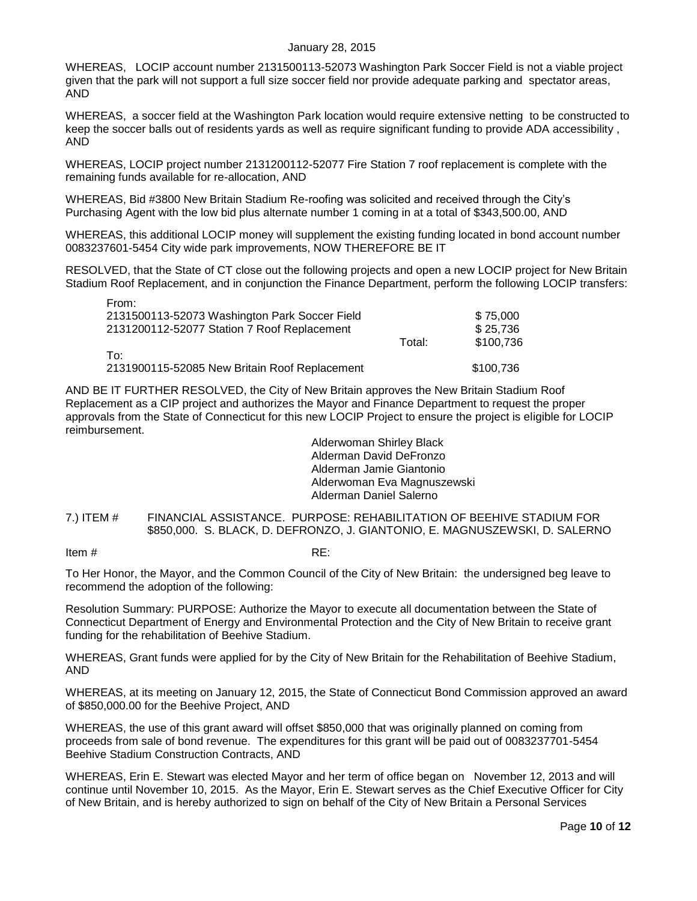WHEREAS, LOCIP account number 2131500113-52073 Washington Park Soccer Field is not a viable project given that the park will not support a full size soccer field nor provide adequate parking and spectator areas, AND

WHEREAS, a soccer field at the Washington Park location would require extensive netting to be constructed to keep the soccer balls out of residents yards as well as require significant funding to provide ADA accessibility , AND

WHEREAS, LOCIP project number 2131200112-52077 Fire Station 7 roof replacement is complete with the remaining funds available for re-allocation, AND

WHEREAS, Bid #3800 New Britain Stadium Re-roofing was solicited and received through the City's Purchasing Agent with the low bid plus alternate number 1 coming in at a total of $343,500.00, AND

WHEREAS, this additional LOCIP money will supplement the existing funding located in bond account number 0083237601-5454 City wide park improvements, NOW THEREFORE BE IT

RESOLVED, that the State of CT close out the following projects and open a new LOCIP project for New Britain Stadium Roof Replacement, and in conjunction the Finance Department, perform the following LOCIP transfers:

| | | |
|---|---|---|
| From: | | |
| 2131500113-52073 Washington Park Soccer Field | | $ 75,000 |
| 2131200112-52077 Station 7 Roof Replacement | | $ 25,736 |
| | Total: | $100,736 |
| To: | | |
| 2131900115-52085 New Britain Roof Replacement | | $100,736 |

AND BE IT FURTHER RESOLVED, the City of New Britain approves the New Britain Stadium Roof Replacement as a CIP project and authorizes the Mayor and Finance Department to request the proper approvals from the State of Connecticut for this new LOCIP Project to ensure the project is eligible for LOCIP reimbursement.

Alderwoman Shirley Black
Alderman David DeFronzo
Alderman Jamie Giantonio
Alderwoman Eva Magnuszewski
Alderman Daniel Salerno

7.) ITEM # FINANCIAL ASSISTANCE. PURPOSE: REHABILITATION OF BEEHIVE STADIUM FOR $850,000. S. BLACK, D. DEFRONZO, J. GIANTONIO, E. MAGNUSZEWSKI, D. SALERNO

Item # RE:

To Her Honor, the Mayor, and the Common Council of the City of New Britain: the undersigned beg leave to recommend the adoption of the following:

Resolution Summary: PURPOSE: Authorize the Mayor to execute all documentation between the State of Connecticut Department of Energy and Environmental Protection and the City of New Britain to receive grant funding for the rehabilitation of Beehive Stadium.

WHEREAS, Grant funds were applied for by the City of New Britain for the Rehabilitation of Beehive Stadium, AND

WHEREAS, at its meeting on January 12, 2015, the State of Connecticut Bond Commission approved an award of $850,000.00 for the Beehive Project, AND

WHEREAS, the use of this grant award will offset $850,000 that was originally planned on coming from proceeds from sale of bond revenue. The expenditures for this grant will be paid out of 0083237701-5454 Beehive Stadium Construction Contracts, AND

WHEREAS, Erin E. Stewart was elected Mayor and her term of office began on November 12, 2013 and will continue until November 10, 2015. As the Mayor, Erin E. Stewart serves as the Chief Executive Officer for City of New Britain, and is hereby authorized to sign on behalf of the City of New Britain a Personal Services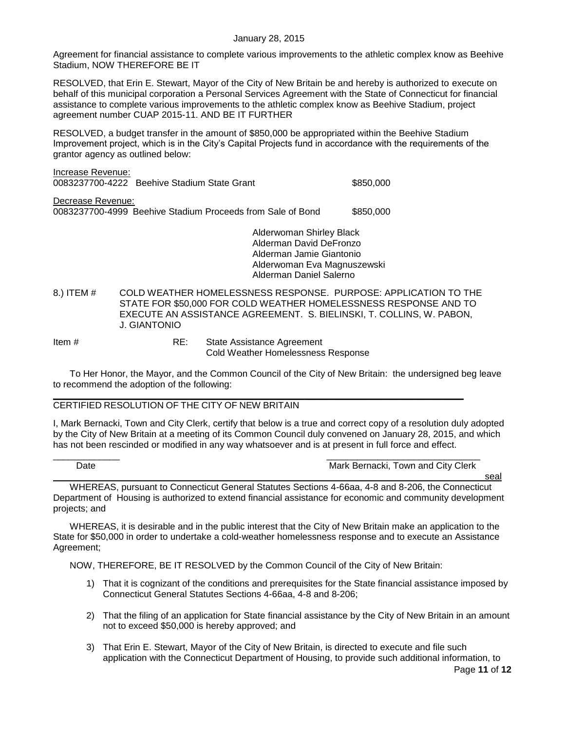Agreement for financial assistance to complete various improvements to the athletic complex know as Beehive Stadium, NOW THEREFORE BE IT

RESOLVED, that Erin E. Stewart, Mayor of the City of New Britain be and hereby is authorized to execute on behalf of this municipal corporation a Personal Services Agreement with the State of Connecticut for financial assistance to complete various improvements to the athletic complex know as Beehive Stadium, project agreement number CUAP 2015-11. AND BE IT FURTHER

RESOLVED, a budget transfer in the amount of $850,000 be appropriated within the Beehive Stadium Improvement project, which is in the City's Capital Projects fund in accordance with the requirements of the grantor agency as outlined below:

Increase Revenue:
0083237700-4222 Beehive Stadium State Grant $850,000

Decrease Revenue:
0083237700-4999 Beehive Stadium Proceeds from Sale of Bond $850,000

Alderwoman Shirley Black
Alderman David DeFronzo
Alderman Jamie Giantonio
Alderwoman Eva Magnuszewski
Alderman Daniel Salerno

8.) ITEM # COLD WEATHER HOMELESSNESS RESPONSE. PURPOSE: APPLICATION TO THE STATE FOR $50,000 FOR COLD WEATHER HOMELESSNESS RESPONSE AND TO EXECUTE AN ASSISTANCE AGREEMENT. S. BIELINSKI, T. COLLINS, W. PABON, J. GIANTONIO

Item # RE: State Assistance Agreement
Cold Weather Homelessness Response

To Her Honor, the Mayor, and the Common Council of the City of New Britain: the undersigned beg leave to recommend the adoption of the following:

CERTIFIED RESOLUTION OF THE CITY OF NEW BRITAIN

I, Mark Bernacki, Town and City Clerk, certify that below is a true and correct copy of a resolution duly adopted by the City of New Britain at a meeting of its Common Council duly convened on January 28, 2015, and which has not been rescinded or modified in any way whatsoever and is at present in full force and effect.

_____________ _______________________________
Date Mark Bernacki, Town and City Clerk

seal

WHEREAS, pursuant to Connecticut General Statutes Sections 4-66aa, 4-8 and 8-206, the Connecticut Department of Housing is authorized to extend financial assistance for economic and community development projects; and

WHEREAS, it is desirable and in the public interest that the City of New Britain make an application to the State for $50,000 in order to undertake a cold-weather homelessness response and to execute an Assistance Agreement;

NOW, THEREFORE, BE IT RESOLVED by the Common Council of the City of New Britain:

1) That it is cognizant of the conditions and prerequisites for the State financial assistance imposed by Connecticut General Statutes Sections 4-66aa, 4-8 and 8-206;

2) That the filing of an application for State financial assistance by the City of New Britain in an amount not to exceed $50,000 is hereby approved; and

3) That Erin E. Stewart, Mayor of the City of New Britain, is directed to execute and file such application with the Connecticut Department of Housing, to provide such additional information, to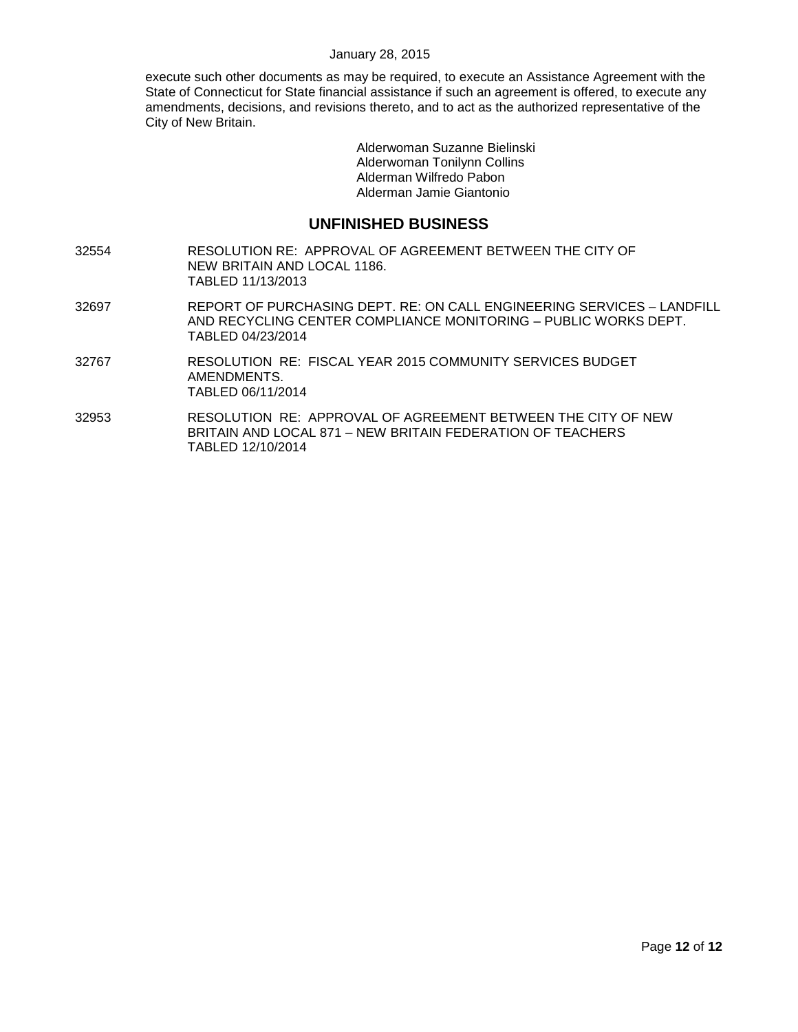execute such other documents as may be required, to execute an Assistance Agreement with the State of Connecticut for State financial assistance if such an agreement is offered, to execute any amendments, decisions, and revisions thereto, and to act as the authorized representative of the City of New Britain.

Alderwoman Suzanne Bielinski
Alderwoman Tonilynn Collins
Alderman Wilfredo Pabon
Alderman Jamie Giantonio

## UNFINISHED BUSINESS

32554 RESOLUTION RE: APPROVAL OF AGREEMENT BETWEEN THE CITY OF NEW BRITAIN AND LOCAL 1186.
TABLED 11/13/2013

32697 REPORT OF PURCHASING DEPT. RE: ON CALL ENGINEERING SERVICES – LANDFILL AND RECYCLING CENTER COMPLIANCE MONITORING – PUBLIC WORKS DEPT.
TABLED 04/23/2014

32767 RESOLUTION RE: FISCAL YEAR 2015 COMMUNITY SERVICES BUDGET AMENDMENTS.
TABLED 06/11/2014

32953 RESOLUTION RE: APPROVAL OF AGREEMENT BETWEEN THE CITY OF NEW BRITAIN AND LOCAL 871 – NEW BRITAIN FEDERATION OF TEACHERS
TABLED 12/10/2014